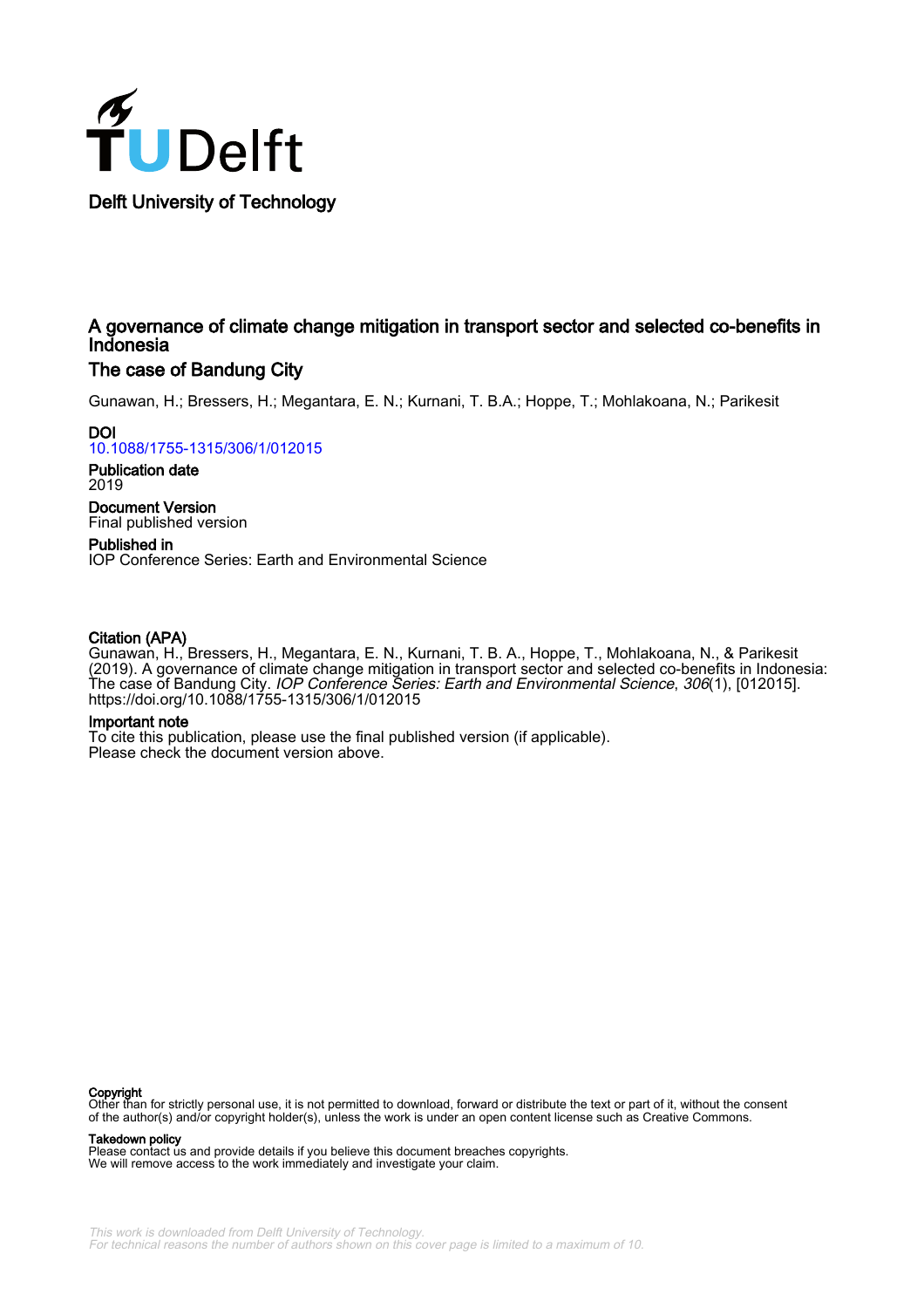Delft University of Technology

# A governance of climate change mitigation in transport sector and selected co-benefits in Indonesia

## The case of Bandung City

Gunawan, H.; Bressers, H.; Megantara, E. N.; Kurnani, T. B.A.; Hoppe, T.; Mohlakoana, N.; Parikesit

**DOI**
10.1088/1755-1315/306/1/012015

**Publication date**
2019

**Document Version**
Final published version

**Published in**
IOP Conference Series: Earth and Environmental Science

**Citation (APA)**
Gunawan, H., Bressers, H., Megantara, E. N., Kurnani, T. B. A., Hoppe, T., Mohlakoana, N., & Parikesit (2019). A governance of climate change mitigation in transport sector and selected co-benefits in Indonesia: The case of Bandung City. *IOP Conference Series: Earth and Environmental Science*, *306*(1), [012015]. https://doi.org/10.1088/1755-1315/306/1/012015

**Important note**
To cite this publication, please use the final published version (if applicable).
Please check the document version above.

**Copyright**
Other than for strictly personal use, it is not permitted to download, forward or distribute the text or part of it, without the consent of the author(s) and/or copyright holder(s), unless the work is under an open content license such as Creative Commons.

**Takedown policy**
Please contact us and provide details if you believe this document breaches copyrights.
We will remove access to the work immediately and investigate your claim.

*This work is downloaded from Delft University of Technology.*
*For technical reasons the number of authors shown on this cover page is limited to a maximum of 10.*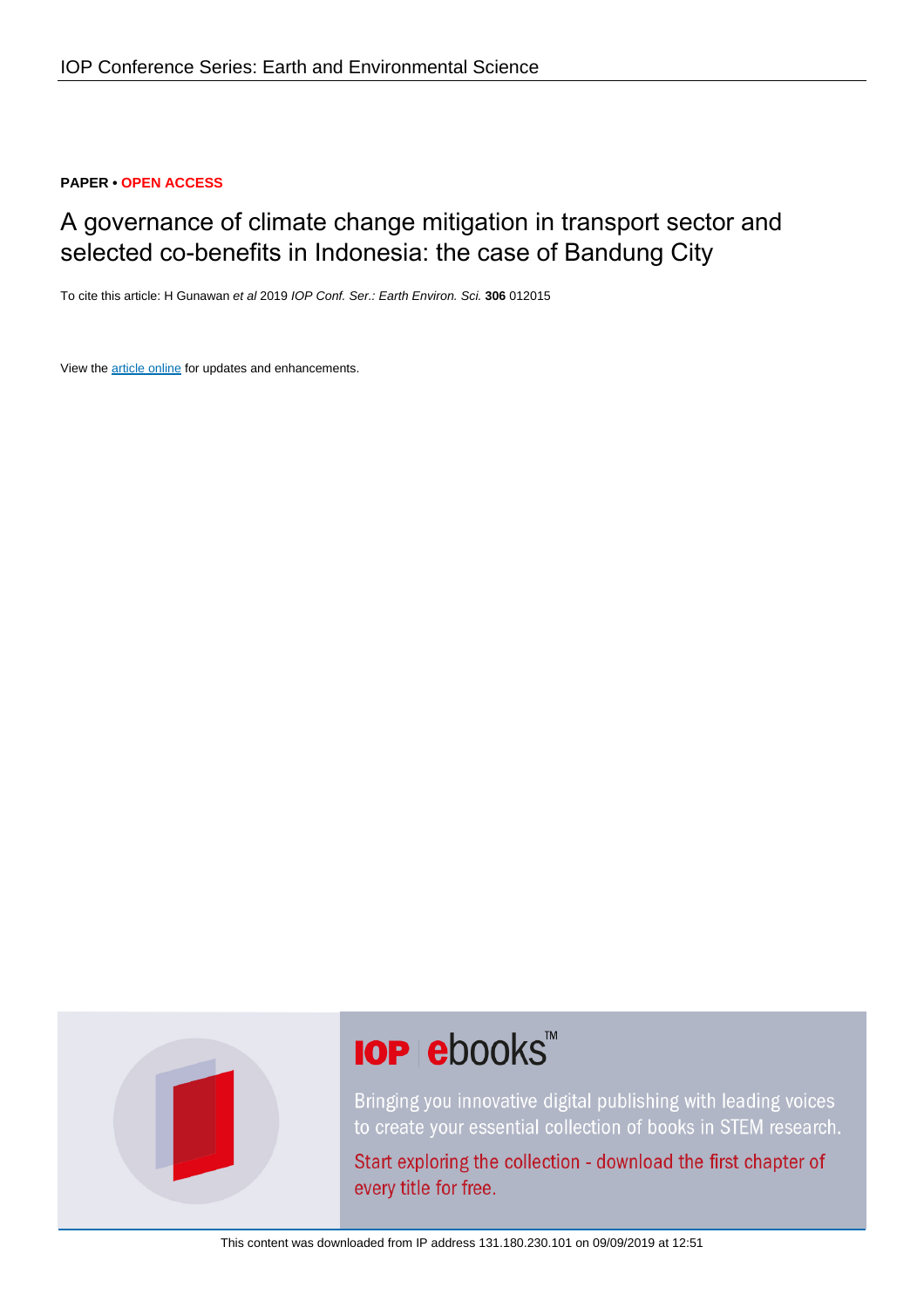PAPER • OPEN ACCESS

# A governance of climate change mitigation in transport sector and selected co-benefits in Indonesia: the case of Bandung City

To cite this article: H Gunawan *et al* 2019 *IOP Conf. Ser.: Earth Environ. Sci.* **306** 012015

View the article online for updates and enhancements.

This content was downloaded from IP address 131.180.230.101 on 09/09/2019 at 12:51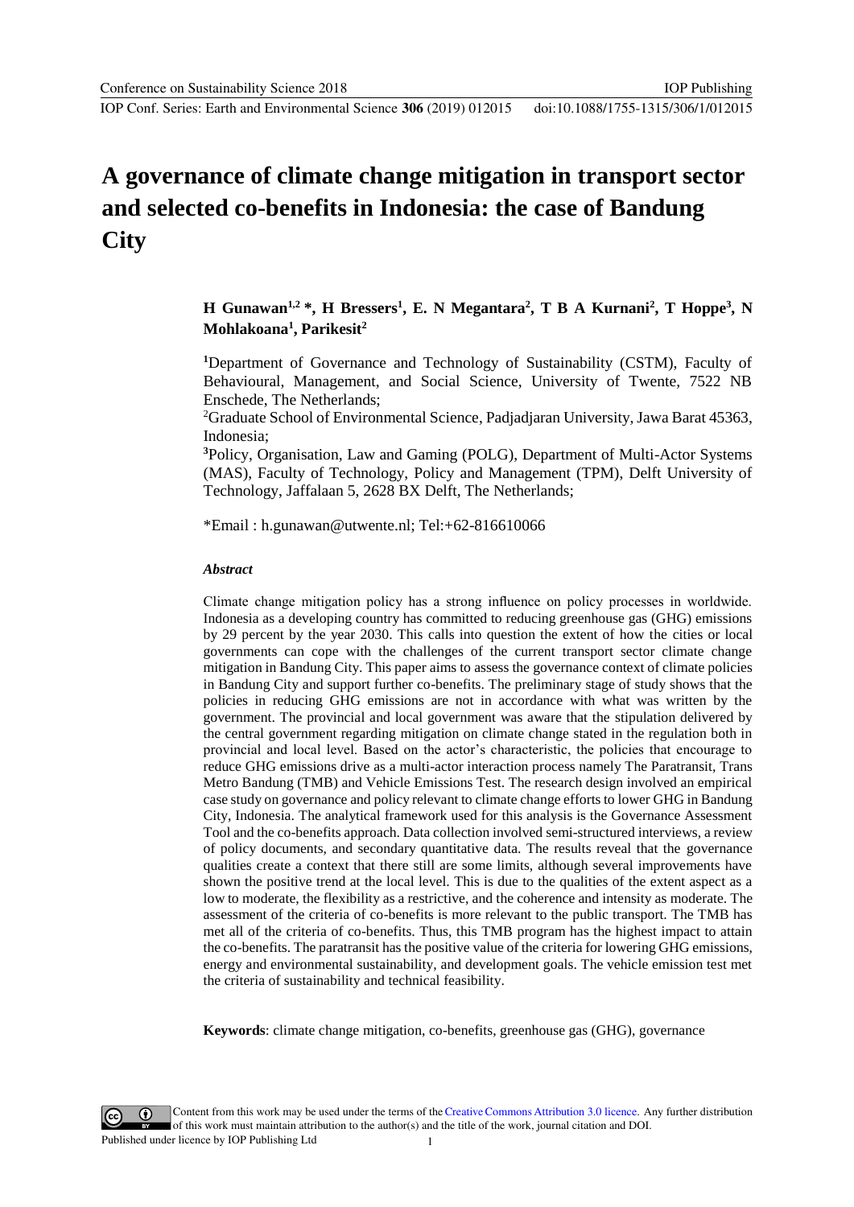# A governance of climate change mitigation in transport sector and selected co-benefits in Indonesia: the case of Bandung City

**H Gunawan[1,2] \*, H Bressers[1], E. N Megantara[2], T B A Kurnani[2], T Hoppe[3], N Mohlakoana[1], Parikesit[2]**

[1]Department of Governance and Technology of Sustainability (CSTM), Faculty of Behavioural, Management, and Social Science, University of Twente, 7522 NB Enschede, The Netherlands;

[2]Graduate School of Environmental Science, Padjadjaran University, Jawa Barat 45363, Indonesia;

[3]Policy, Organisation, Law and Gaming (POLG), Department of Multi-Actor Systems (MAS), Faculty of Technology, Policy and Management (TPM), Delft University of Technology, Jaffalaan 5, 2628 BX Delft, The Netherlands;

\*Email : h.gunawan@utwente.nl; Tel:+62-816610066

***Abstract***

Climate change mitigation policy has a strong influence on policy processes in worldwide. Indonesia as a developing country has committed to reducing greenhouse gas (GHG) emissions by 29 percent by the year 2030. This calls into question the extent of how the cities or local governments can cope with the challenges of the current transport sector climate change mitigation in Bandung City. This paper aims to assess the governance context of climate policies in Bandung City and support further co-benefits. The preliminary stage of study shows that the policies in reducing GHG emissions are not in accordance with what was written by the government. The provincial and local government was aware that the stipulation delivered by the central government regarding mitigation on climate change stated in the regulation both in provincial and local level. Based on the actor's characteristic, the policies that encourage to reduce GHG emissions drive as a multi-actor interaction process namely The Paratransit, Trans Metro Bandung (TMB) and Vehicle Emissions Test. The research design involved an empirical case study on governance and policy relevant to climate change efforts to lower GHG in Bandung City, Indonesia. The analytical framework used for this analysis is the Governance Assessment Tool and the co-benefits approach. Data collection involved semi-structured interviews, a review of policy documents, and secondary quantitative data. The results reveal that the governance qualities create a context that there still are some limits, although several improvements have shown the positive trend at the local level. This is due to the qualities of the extent aspect as a low to moderate, the flexibility as a restrictive, and the coherence and intensity as moderate. The assessment of the criteria of co-benefits is more relevant to the public transport. The TMB has met all of the criteria of co-benefits. Thus, this TMB program has the highest impact to attain the co-benefits. The paratransit has the positive value of the criteria for lowering GHG emissions, energy and environmental sustainability, and development goals. The vehicle emission test met the criteria of sustainability and technical feasibility.

**Keywords**: climate change mitigation, co-benefits, greenhouse gas (GHG), governance

Content from this work may be used under the terms of the Creative Commons Attribution 3.0 licence. Any further distribution of this work must maintain attribution to the author(s) and the title of the work, journal citation and DOI.
Published under licence by IOP Publishing Ltd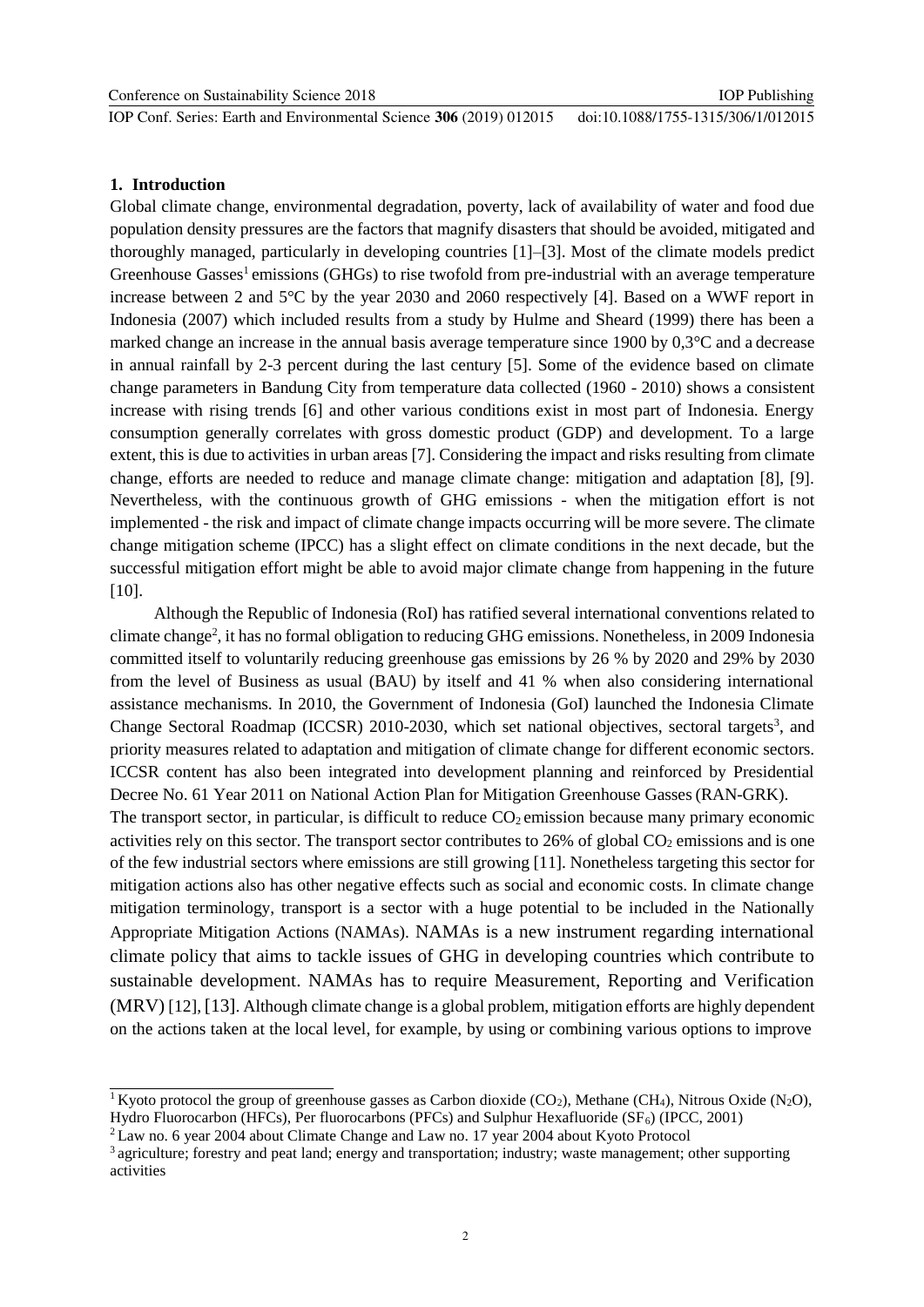## 1. Introduction

Global climate change, environmental degradation, poverty, lack of availability of water and food due population density pressures are the factors that magnify disasters that should be avoided, mitigated and thoroughly managed, particularly in developing countries [1]–[3]. Most of the climate models predict Greenhouse Gasses[1] emissions (GHGs) to rise twofold from pre-industrial with an average temperature increase between 2 and 5°C by the year 2030 and 2060 respectively [4]. Based on a WWF report in Indonesia (2007) which included results from a study by Hulme and Sheard (1999) there has been a marked change an increase in the annual basis average temperature since 1900 by 0,3°C and a decrease in annual rainfall by 2-3 percent during the last century [5]. Some of the evidence based on climate change parameters in Bandung City from temperature data collected (1960 - 2010) shows a consistent increase with rising trends [6] and other various conditions exist in most part of Indonesia. Energy consumption generally correlates with gross domestic product (GDP) and development. To a large extent, this is due to activities in urban areas [7]. Considering the impact and risks resulting from climate change, efforts are needed to reduce and manage climate change: mitigation and adaptation [8], [9]. Nevertheless, with the continuous growth of GHG emissions - when the mitigation effort is not implemented - the risk and impact of climate change impacts occurring will be more severe. The climate change mitigation scheme (IPCC) has a slight effect on climate conditions in the next decade, but the successful mitigation effort might be able to avoid major climate change from happening in the future [10].

Although the Republic of Indonesia (RoI) has ratified several international conventions related to climate change[2], it has no formal obligation to reducing GHG emissions. Nonetheless, in 2009 Indonesia committed itself to voluntarily reducing greenhouse gas emissions by 26 % by 2020 and 29% by 2030 from the level of Business as usual (BAU) by itself and 41 % when also considering international assistance mechanisms. In 2010, the Government of Indonesia (GoI) launched the Indonesia Climate Change Sectoral Roadmap (ICCSR) 2010-2030, which set national objectives, sectoral targets[3], and priority measures related to adaptation and mitigation of climate change for different economic sectors. ICCSR content has also been integrated into development planning and reinforced by Presidential Decree No. 61 Year 2011 on National Action Plan for Mitigation Greenhouse Gasses (RAN-GRK).

The transport sector, in particular, is difficult to reduce $CO_2$ emission because many primary economic activities rely on this sector. The transport sector contributes to 26% of global $CO_2$ emissions and is one of the few industrial sectors where emissions are still growing [11]. Nonetheless targeting this sector for mitigation actions also has other negative effects such as social and economic costs. In climate change mitigation terminology, transport is a sector with a huge potential to be included in the Nationally Appropriate Mitigation Actions (NAMAs). NAMAs is a new instrument regarding international climate policy that aims to tackle issues of GHG in developing countries which contribute to sustainable development. NAMAs has to require Measurement, Reporting and Verification (MRV) [12], [13]. Although climate change is a global problem, mitigation efforts are highly dependent on the actions taken at the local level, for example, by using or combining various options to improve

---

[1] Kyoto protocol the group of greenhouse gasses as Carbon dioxide ($CO_2$), Methane ($CH_4$), Nitrous Oxide ($N_2O$), Hydro Fluorocarbon (HFCs), Per fluorocarbons (PFCs) and Sulphur Hexafluoride ($SF_6$) (IPCC, 2001)

[2] Law no. 6 year 2004 about Climate Change and Law no. 17 year 2004 about Kyoto Protocol

[3] agriculture; forestry and peat land; energy and transportation; industry; waste management; other supporting activities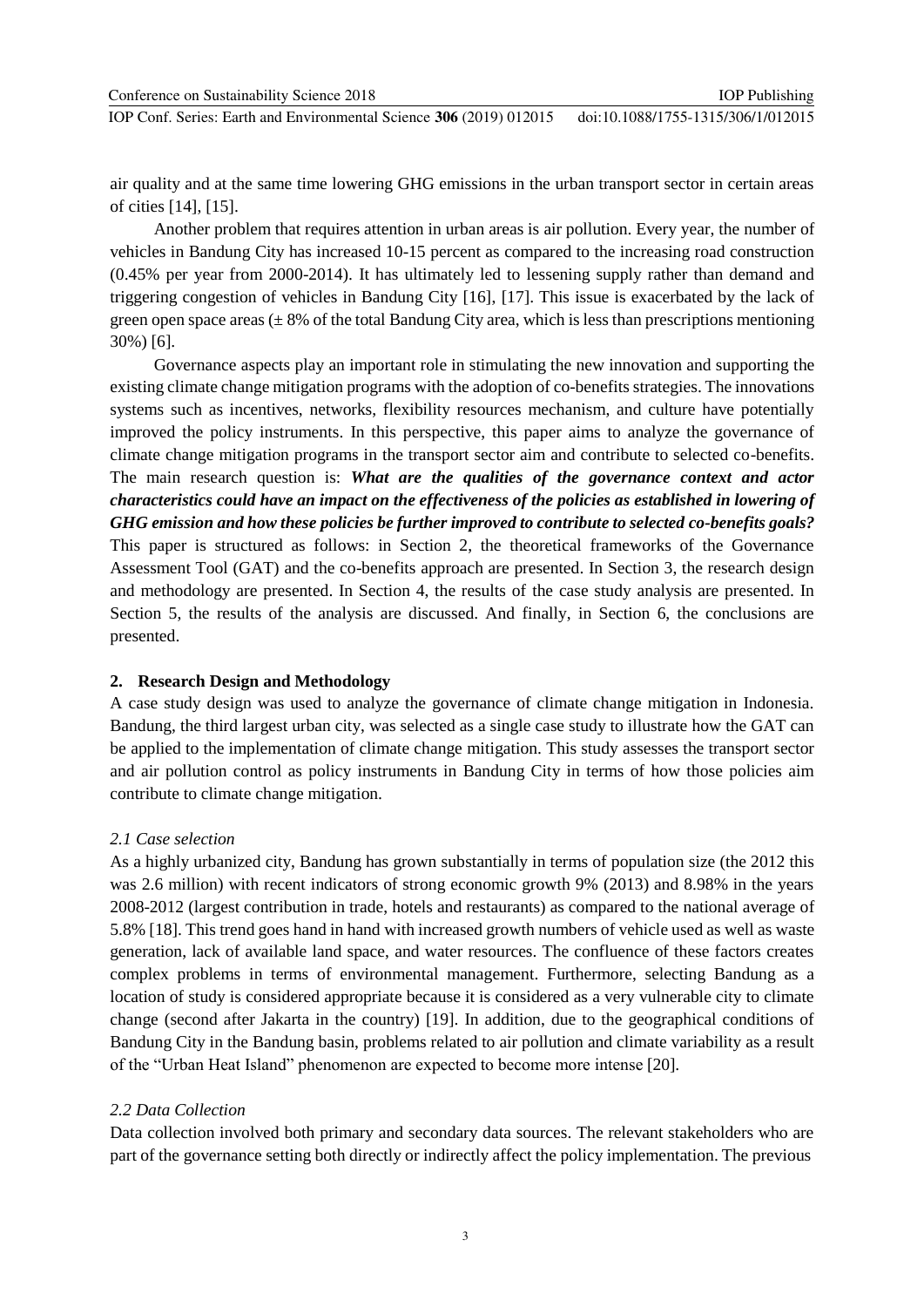air quality and at the same time lowering GHG emissions in the urban transport sector in certain areas of cities [14], [15].

Another problem that requires attention in urban areas is air pollution. Every year, the number of vehicles in Bandung City has increased 10-15 percent as compared to the increasing road construction (0.45% per year from 2000-2014). It has ultimately led to lessening supply rather than demand and triggering congestion of vehicles in Bandung City [16], [17]. This issue is exacerbated by the lack of green open space areas (± 8% of the total Bandung City area, which is less than prescriptions mentioning 30%) [6].

Governance aspects play an important role in stimulating the new innovation and supporting the existing climate change mitigation programs with the adoption of co-benefits strategies. The innovations systems such as incentives, networks, flexibility resources mechanism, and culture have potentially improved the policy instruments. In this perspective, this paper aims to analyze the governance of climate change mitigation programs in the transport sector aim and contribute to selected co-benefits. The main research question is: ***What are the qualities of the governance context and actor characteristics could have an impact on the effectiveness of the policies as established in lowering of GHG emission and how these policies be further improved to contribute to selected co-benefits goals?*** This paper is structured as follows: in Section 2, the theoretical frameworks of the Governance Assessment Tool (GAT) and the co-benefits approach are presented. In Section 3, the research design and methodology are presented. In Section 4, the results of the case study analysis are presented. In Section 5, the results of the analysis are discussed. And finally, in Section 6, the conclusions are presented.

## 2. Research Design and Methodology

A case study design was used to analyze the governance of climate change mitigation in Indonesia. Bandung, the third largest urban city, was selected as a single case study to illustrate how the GAT can be applied to the implementation of climate change mitigation. This study assesses the transport sector and air pollution control as policy instruments in Bandung City in terms of how those policies aim contribute to climate change mitigation.

### *2.1 Case selection*

As a highly urbanized city, Bandung has grown substantially in terms of population size (the 2012 this was 2.6 million) with recent indicators of strong economic growth 9% (2013) and 8.98% in the years 2008-2012 (largest contribution in trade, hotels and restaurants) as compared to the national average of 5.8% [18]. This trend goes hand in hand with increased growth numbers of vehicle used as well as waste generation, lack of available land space, and water resources. The confluence of these factors creates complex problems in terms of environmental management. Furthermore, selecting Bandung as a location of study is considered appropriate because it is considered as a very vulnerable city to climate change (second after Jakarta in the country) [19]. In addition, due to the geographical conditions of Bandung City in the Bandung basin, problems related to air pollution and climate variability as a result of the "Urban Heat Island" phenomenon are expected to become more intense [20].

### *2.2 Data Collection*

Data collection involved both primary and secondary data sources. The relevant stakeholders who are part of the governance setting both directly or indirectly affect the policy implementation. The previous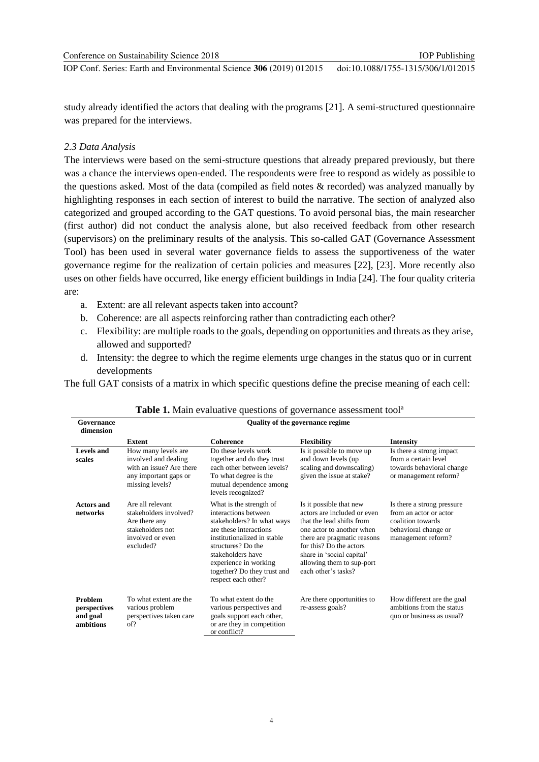study already identified the actors that dealing with the programs [21]. A semi-structured questionnaire was prepared for the interviews.

### *2.3 Data Analysis*

The interviews were based on the semi-structure questions that already prepared previously, but there was a chance the interviews open-ended. The respondents were free to respond as widely as possible to the questions asked. Most of the data (compiled as field notes & recorded) was analyzed manually by highlighting responses in each section of interest to build the narrative. The section of analyzed also categorized and grouped according to the GAT questions. To avoid personal bias, the main researcher (first author) did not conduct the analysis alone, but also received feedback from other research (supervisors) on the preliminary results of the analysis. This so-called GAT (Governance Assessment Tool) has been used in several water governance fields to assess the supportiveness of the water governance regime for the realization of certain policies and measures [22], [23]. More recently also uses on other fields have occurred, like energy efficient buildings in India [24]. The four quality criteria are:

a. Extent: are all relevant aspects taken into account?
b. Coherence: are all aspects reinforcing rather than contradicting each other?
c. Flexibility: are multiple roads to the goals, depending on opportunities and threats as they arise, allowed and supported?
d. Intensity: the degree to which the regime elements urge changes in the status quo or in current developments

The full GAT consists of a matrix in which specific questions define the precise meaning of each cell:

**Table 1.** Main evaluative questions of governance assessment tool[a]

| Governance dimension | Quality of the governance regime | | | |
|---|---|---|---|---|
| | **Extent** | **Coherence** | **Flexibility** | **Intensity** |
| **Levels and scales** | How many levels are involved and dealing with an issue? Are there any important gaps or missing levels? | Do these levels work together and do they trust each other between levels? To what degree is the mutual dependence among levels recognized? | Is it possible to move up and down levels (up scaling and downscaling) given the issue at stake? | Is there a strong impact from a certain level towards behavioral change or management reform? |
| **Actors and networks** | Are all relevant stakeholders involved? Are there any stakeholders not involved or even excluded? | What is the strength of interactions between stakeholders? In what ways are these interactions institutionalized in stable structures? Do the stakeholders have experience in working together? Do they trust and respect each other? | Is it possible that new actors are included or even that the lead shifts from one actor to another when there are pragmatic reasons for this? Do the actors share in 'social capital' allowing them to sup-port each other's tasks? | Is there a strong pressure from an actor or actor coalition towards behavioral change or management reform? |
| **Problem perspectives and goal ambitions** | To what extent are the various problem perspectives taken care of? | To what extent do the various perspectives and goals support each other, or are they in competition or conflict? | Are there opportunities to re-assess goals? | How different are the goal ambitions from the status quo or business as usual? |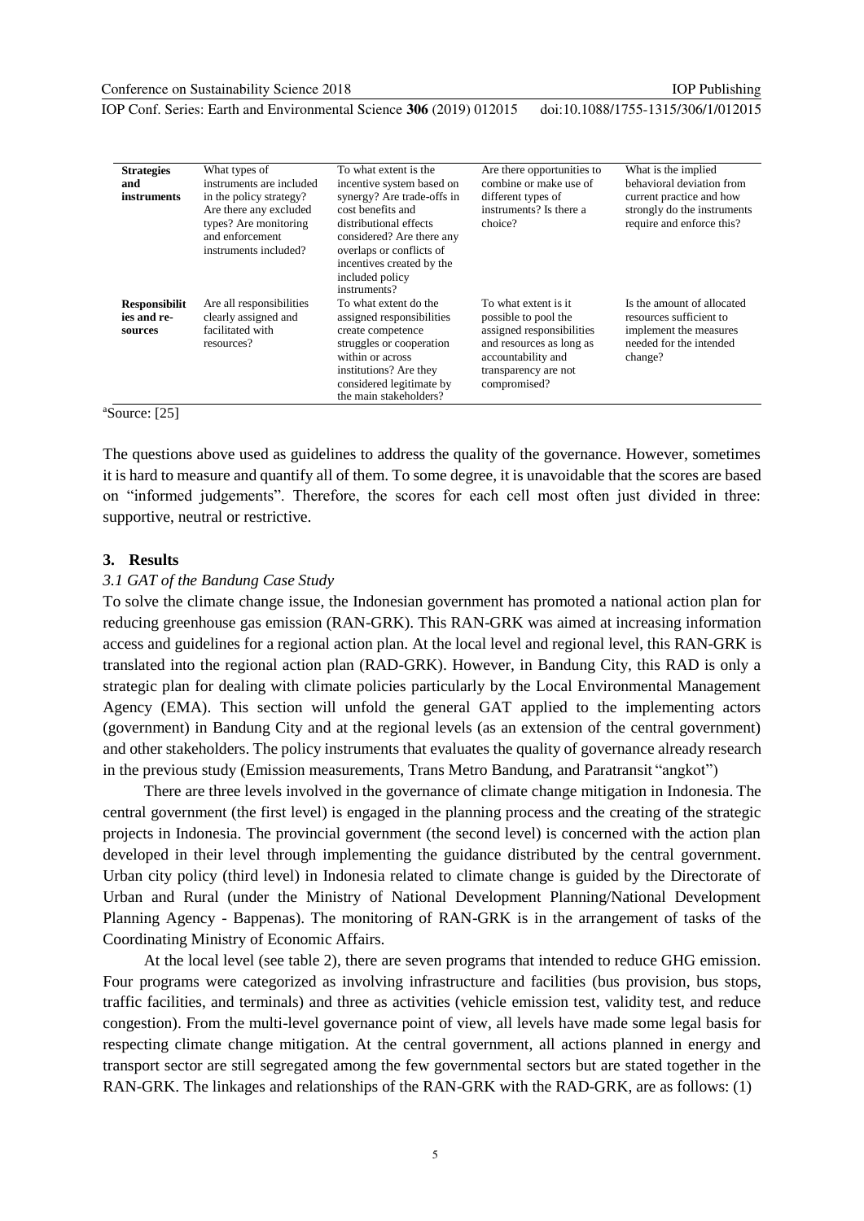| **Strategies and instruments** | What types of instruments are included in the policy strategy? Are there any excluded types? Are monitoring and enforcement instruments included? | To what extent is the incentive system based on synergy? Are trade-offs in cost benefits and distributional effects considered? Are there any overlaps or conflicts of incentives created by the included policy instruments? | Are there opportunities to combine or make use of different types of instruments? Is there a choice? | What is the implied behavioral deviation from current practice and how strongly do the instruments require and enforce this? |
|---|---|---|---|---|
| **Responsibilities and re-sources** | Are all responsibilities clearly assigned and facilitated with resources? | To what extent do the assigned responsibilities create competence struggles or cooperation within or across institutions? Are they considered legitimate by the main stakeholders? | To what extent is it possible to pool the assigned responsibilities and resources as long as accountability and transparency are not compromised? | Is the amount of allocated resources sufficient to implement the measures needed for the intended change? |

[a]Source: [25]

The questions above used as guidelines to address the quality of the governance. However, sometimes it is hard to measure and quantify all of them. To some degree, it is unavoidable that the scores are based on "informed judgements". Therefore, the scores for each cell most often just divided in three: supportive, neutral or restrictive.

## 3. Results

### *3.1 GAT of the Bandung Case Study*

To solve the climate change issue, the Indonesian government has promoted a national action plan for reducing greenhouse gas emission (RAN-GRK). This RAN-GRK was aimed at increasing information access and guidelines for a regional action plan. At the local level and regional level, this RAN-GRK is translated into the regional action plan (RAD-GRK). However, in Bandung City, this RAD is only a strategic plan for dealing with climate policies particularly by the Local Environmental Management Agency (EMA). This section will unfold the general GAT applied to the implementing actors (government) in Bandung City and at the regional levels (as an extension of the central government) and other stakeholders. The policy instruments that evaluates the quality of governance already research in the previous study (Emission measurements, Trans Metro Bandung, and Paratransit "angkot")

There are three levels involved in the governance of climate change mitigation in Indonesia. The central government (the first level) is engaged in the planning process and the creating of the strategic projects in Indonesia. The provincial government (the second level) is concerned with the action plan developed in their level through implementing the guidance distributed by the central government. Urban city policy (third level) in Indonesia related to climate change is guided by the Directorate of Urban and Rural (under the Ministry of National Development Planning/National Development Planning Agency - Bappenas). The monitoring of RAN-GRK is in the arrangement of tasks of the Coordinating Ministry of Economic Affairs.

At the local level (see table 2), there are seven programs that intended to reduce GHG emission. Four programs were categorized as involving infrastructure and facilities (bus provision, bus stops, traffic facilities, and terminals) and three as activities (vehicle emission test, validity test, and reduce congestion). From the multi-level governance point of view, all levels have made some legal basis for respecting climate change mitigation. At the central government, all actions planned in energy and transport sector are still segregated among the few governmental sectors but are stated together in the RAN-GRK. The linkages and relationships of the RAN-GRK with the RAD-GRK, are as follows: (1)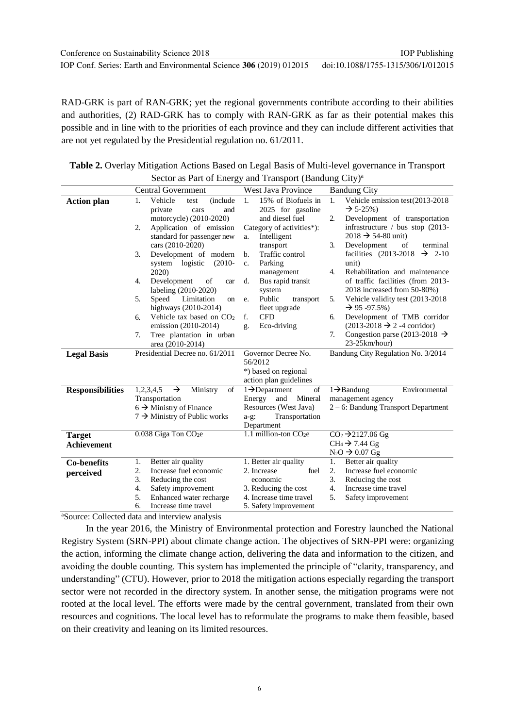RAD-GRK is part of RAN-GRK; yet the regional governments contribute according to their abilities and authorities, (2) RAD-GRK has to comply with RAN-GRK as far as their potential makes this possible and in line with to the priorities of each province and they can include different activities that are not yet regulated by the Presidential regulation no. 61/2011.

**Table 2.** Overlay Mitigation Actions Based on Legal Basis of Multi-level governance in Transport Sector as Part of Energy and Transport (Bandung City)[a]

| | Central Government | West Java Province | Bandung City |
|---|---|---|---|
| **Action plan** | 1. Vehicle test (include private cars and motorcycle) (2010-2020)<br>2. Application of emission standard for passenger new cars (2010-2020)<br>3. Development of modern system logistic (2010-2020)<br>4. Development of car labeling (2010-2020)<br>5. Speed Limitation on highways (2010-2014)<br>6. Vehicle tax based on $CO_2$ emission (2010-2014)<br>7. Tree plantation in urban area (2010-2014) | 1. 15% of Biofuels in 2025 for gasoline and diesel fuel<br>Category of activities*):<br>a. Intelligent transport<br>b. Traffic control<br>c. Parking management<br>d. Bus rapid transit system<br>e. Public transport fleet upgrade<br>f. CFD<br>g. Eco-driving | 1. Vehicle emission test(2013-2018 → 5-25%)<br>2. Development of transportation infrastructure / bus stop (2013-2018 → 54-80 unit)<br>3. Development of terminal facilities (2013-2018 → 2-10 unit)<br>4. Rehabilitation and maintenance of traffic facilities (from 2013-2018 increased from 50-80%)<br>5. Vehicle validity test (2013-2018 → 95 -97.5%)<br>6. Development of TMB corridor (2013-2018 → 2 -4 corridor)<br>7. Congestion parse (2013-2018 → 23-25km/hour) |
| **Legal Basis** | Presidential Decree no. 61/2011 | Governor Decree No. 56/2012<br>*) based on regional action plan guidelines | Bandung City Regulation No. 3/2014 |
| **Responsibilities** | 1,2,3,4,5 → Ministry of Transportation<br>6 → Ministry of Finance<br>7 → Ministry of Public works | 1→Department of Energy and Mineral Resources (West Java)<br>a-g: Transportation Department | 1→Bandung Environmental management agency<br>2 – 6: Bandung Transport Department |
| **Target Achievement** | 0.038 Giga Ton $CO_2e$ | 1.1 million-ton $CO_2e$ | $CO_2$ →2127.06 Gg<br>$CH_4$ → 7.44 Gg<br>$N_2O$ → 0.07 Gg |
| **Co-benefits perceived** | 1. Better air quality<br>2. Increase fuel economic<br>3. Reducing the cost<br>4. Safety improvement<br>5. Enhanced water recharge<br>6. Increase time travel | 1. Better air quality<br>2. Increase fuel economic<br>3. Reducing the cost<br>4. Increase time travel<br>5. Safety improvement | 1. Better air quality<br>2. Increase fuel economic<br>3. Reducing the cost<br>4. Increase time travel<br>5. Safety improvement |

[a]Source: Collected data and interview analysis

In the year 2016, the Ministry of Environmental protection and Forestry launched the National Registry System (SRN-PPI) about climate change action. The objectives of SRN-PPI were: organizing the action, informing the climate change action, delivering the data and information to the citizen, and avoiding the double counting. This system has implemented the principle of "clarity, transparency, and understanding" (CTU). However, prior to 2018 the mitigation actions especially regarding the transport sector were not recorded in the directory system. In another sense, the mitigation programs were not rooted at the local level. The efforts were made by the central government, translated from their own resources and cognitions. The local level has to reformulate the programs to make them feasible, based on their creativity and leaning on its limited resources.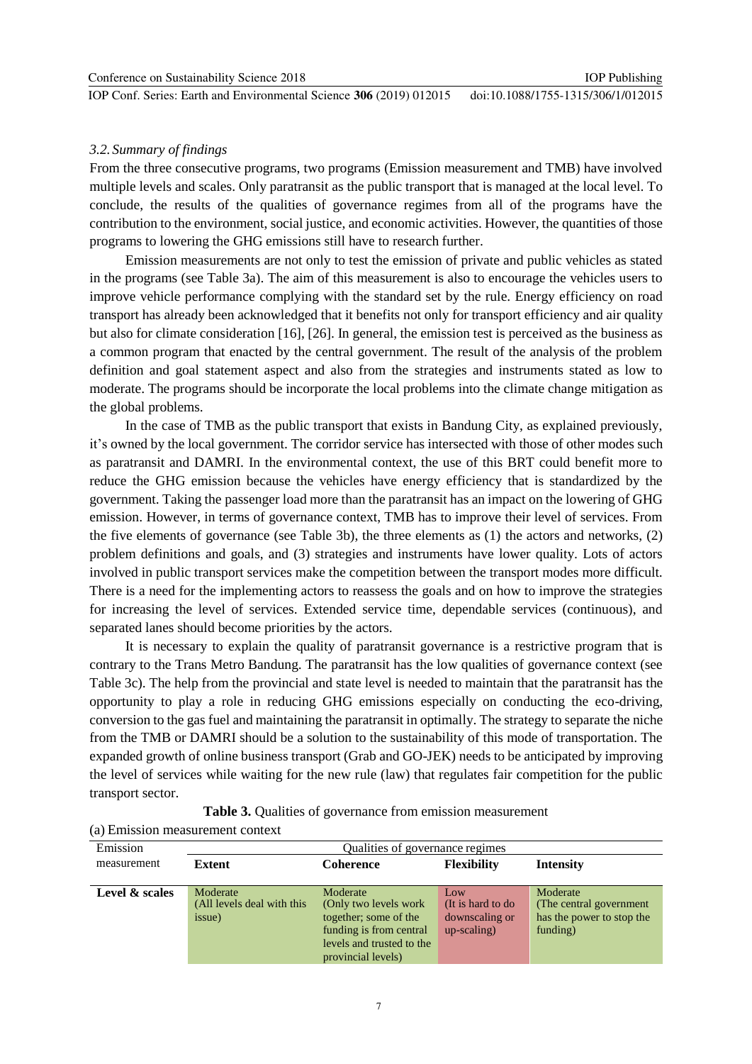### 3.2. Summary of findings

From the three consecutive programs, two programs (Emission measurement and TMB) have involved multiple levels and scales. Only paratransit as the public transport that is managed at the local level. To conclude, the results of the qualities of governance regimes from all of the programs have the contribution to the environment, social justice, and economic activities. However, the quantities of those programs to lowering the GHG emissions still have to research further.

Emission measurements are not only to test the emission of private and public vehicles as stated in the programs (see Table 3a). The aim of this measurement is also to encourage the vehicles users to improve vehicle performance complying with the standard set by the rule. Energy efficiency on road transport has already been acknowledged that it benefits not only for transport efficiency and air quality but also for climate consideration [16], [26]. In general, the emission test is perceived as the business as a common program that enacted by the central government. The result of the analysis of the problem definition and goal statement aspect and also from the strategies and instruments stated as low to moderate. The programs should be incorporate the local problems into the climate change mitigation as the global problems.

In the case of TMB as the public transport that exists in Bandung City, as explained previously, it's owned by the local government. The corridor service has intersected with those of other modes such as paratransit and DAMRI. In the environmental context, the use of this BRT could benefit more to reduce the GHG emission because the vehicles have energy efficiency that is standardized by the government. Taking the passenger load more than the paratransit has an impact on the lowering of GHG emission. However, in terms of governance context, TMB has to improve their level of services. From the five elements of governance (see Table 3b), the three elements as (1) the actors and networks, (2) problem definitions and goals, and (3) strategies and instruments have lower quality. Lots of actors involved in public transport services make the competition between the transport modes more difficult. There is a need for the implementing actors to reassess the goals and on how to improve the strategies for increasing the level of services. Extended service time, dependable services (continuous), and separated lanes should become priorities by the actors.

It is necessary to explain the quality of paratransit governance is a restrictive program that is contrary to the Trans Metro Bandung. The paratransit has the low qualities of governance context (see Table 3c). The help from the provincial and state level is needed to maintain that the paratransit has the opportunity to play a role in reducing GHG emissions especially on conducting the eco-driving, conversion to the gas fuel and maintaining the paratransit in optimally. The strategy to separate the niche from the TMB or DAMRI should be a solution to the sustainability of this mode of transportation. The expanded growth of online business transport (Grab and GO-JEK) needs to be anticipated by improving the level of services while waiting for the new rule (law) that regulates fair competition for the public transport sector.

**Table 3.** Qualities of governance from emission measurement

(a) Emission measurement context

| Emission measurement | Qualities of governance regimes | | | |
|---|---|---|---|---|
| | **Extent** | **Coherence** | **Flexibility** | **Intensity** |
| **Level & scales** | Moderate (All levels deal with this issue) | Moderate (Only two levels work together; some of the funding is from central levels and trusted to the provincial levels) | Low (It is hard to do downscaling or up-scaling) | Moderate (The central government has the power to stop the funding) |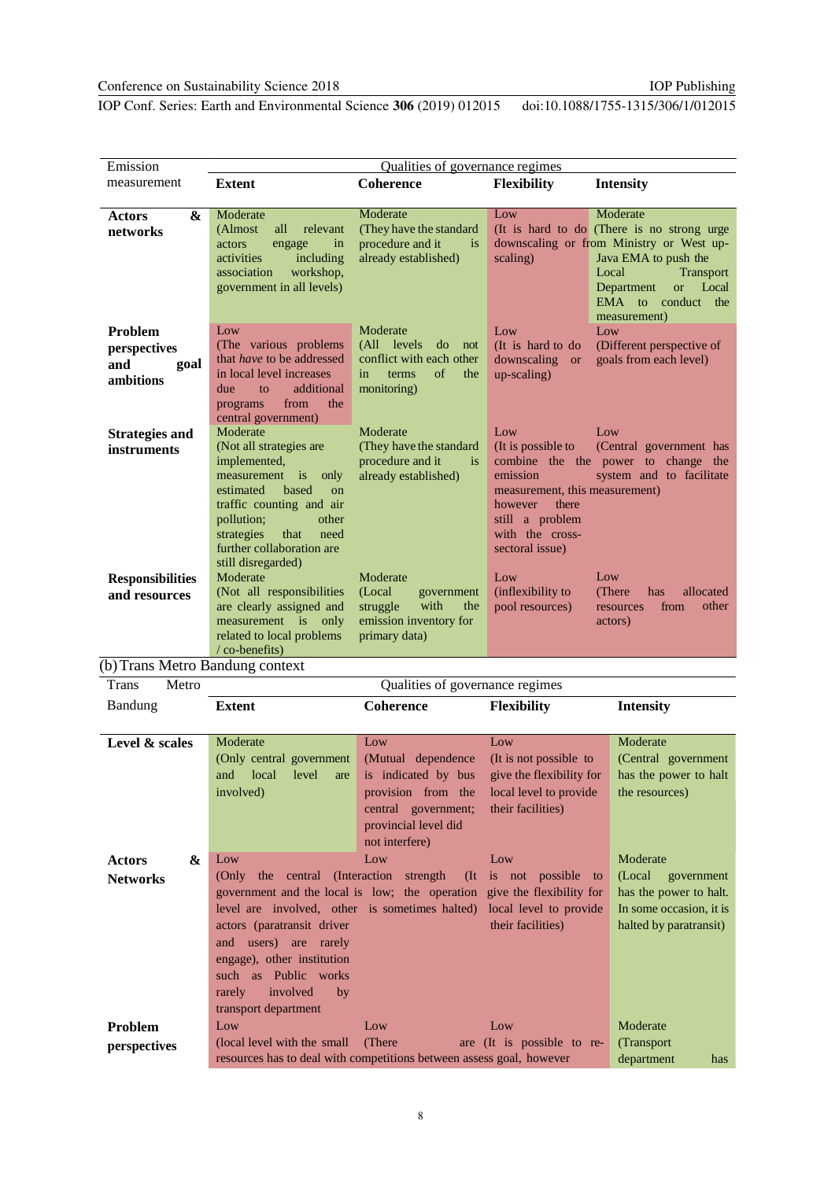| Emission measurement | Qualities of governance regimes | | | |
|---|---|---|---|---|
| | **Extent** | **Coherence** | **Flexibility** | **Intensity** |
| **Actors & networks** | Moderate (Almost all relevant actors engage in activities including association workshop, government in all levels) | Moderate (They have the standard procedure and it is already established) | Low (It is hard to do downscaling or up-scaling) | Moderate (There is no strong urge from Ministry or West Java EMA to push the Local Transport Department or Local EMA to conduct the measurement) |
| **Problem perspectives and goal ambitions** | Low (The various problems that *have* to be addressed in local level increases due to additional programs from the central government) | Moderate (All levels do not conflict with each other in terms of the monitoring) | Low (It is hard to do downscaling or up-scaling) | Low (Different perspective of goals from each level) |
| **Strategies and instruments** | Moderate (Not all strategies are implemented, measurement is only estimated based on traffic counting and air pollution; other strategies that need further collaboration are still disregarded) | Moderate (They have the standard procedure and it is already established) | Low (It is possible to combine the emission measurement, this however there still a problem with the cross-sectoral issue) | Low (Central government has the power to change the system and to facilitate measurement) |
| **Responsibilities and resources** | Moderate (Not all responsibilities are clearly assigned and measurement is only related to local problems / co-benefits) | Moderate (Local government struggle with the emission inventory for primary data) | Low (inflexibility to pool resources) | Low (There has allocated resources from other actors) |

(b) Trans Metro Bandung context

| Trans Metro Bandung | Qualities of governance regimes | | | |
|---|---|---|---|---|
| | **Extent** | **Coherence** | **Flexibility** | **Intensity** |
| **Level & scales** | Moderate (Only central government and local level are involved) | Low (Mutual dependence is indicated by bus provision from the central government; provincial level did not interfere) | Low (It is not possible to give the flexibility for local level to provide their facilities) | Moderate (Central government has the power to halt the resources) |
| **Actors & Networks** | Low (Only the central government and the local level are involved, other actors (paratransit driver and users) are rarely engage), other institution such as Public works rarely involved by transport department | Low (Interaction strength is low; the operation is sometimes halted) | Low (It is not possible to give the flexibility for local level to provide their facilities) | Moderate (Local government has the power to halt. In some occasion, it is halted by paratransit) |
| **Problem perspectives** | Low (local level with the small resources has to deal with | Low (There are competitions between | Low (It is possible to re-assess goal, however | Moderate (Transport department has |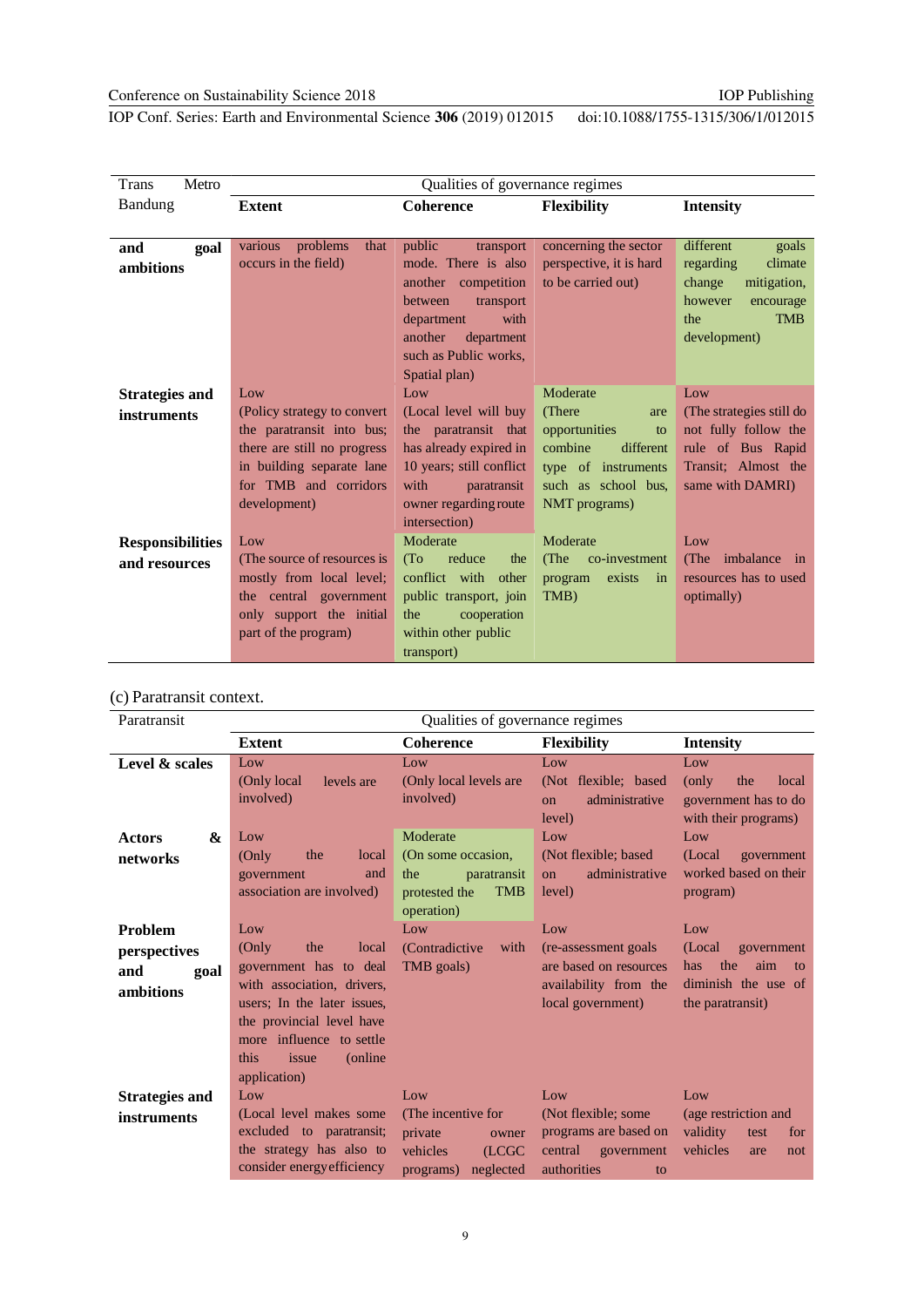| Trans Metro Bandung | Qualities of governance regimes | | | |
|---|---|---|---|---|
| | **Extent** | **Coherence** | **Flexibility** | **Intensity** |
| **and goal ambitions** | various problems that occurs in the field) | public transport mode. There is also another competition between transport department with another department such as Public works, Spatial plan) | concerning the sector perspective, it is hard to be carried out) | different goals regarding climate change mitigation, however encourage the TMB development) |
| **Strategies and instruments** | Low (Policy strategy to convert the paratransit into bus; there are still no progress in building separate lane for TMB and corridors development) | Low (Local level will buy the paratransit that has already expired in 10 years; still conflict with paratransit owner regarding route intersection) | Moderate (There are opportunities to combine different type of instruments such as school bus, NMT programs) | Low (The strategies still do not fully follow the rule of Bus Rapid Transit; Almost the same with DAMRI) |
| **Responsibilities and resources** | Low (The source of resources is mostly from local level; the central government only support the initial part of the program) | Moderate (To reduce the conflict with other public transport, join the cooperation within other public transport) | Moderate (The co-investment program exists in TMB) | Low (The imbalance in resources has to used optimally) |

(c) Paratransit context.

| Paratransit | Qualities of governance regimes | | | |
|---|---|---|---|---|
| | **Extent** | **Coherence** | **Flexibility** | **Intensity** |
| **Level & scales** | Low (Only local levels are involved) | Low (Only local levels are involved) | Low (Not flexible; based on administrative level) | Low (only the local government has to do with their programs) |
| **Actors & networks** | Low (Only the local government and association are involved) | Moderate (On some occasion, the paratransit protested the TMB operation) | Low (Not flexible; based on administrative level) | Low (Local government worked based on their program) |
| **Problem perspectives and goal ambitions** | Low (Only the local government has to deal with association, drivers, users; In the later issues, the provincial level have more influence to settle this issue (online application) | Low (Contradictive with TMB goals) | Low (re-assessment goals are based on resources availability from the local government) | Low (Local government has the aim to diminish the use of the paratransit) |
| **Strategies and instruments** | Low (Local level makes some excluded to paratransit; the strategy has also to consider energy efficiency | Low (The incentive for private owner vehicles (LCGC programs) neglected | Low (Not flexible; some programs are based on central government authorities to | Low (age restriction and validity test for vehicles are not |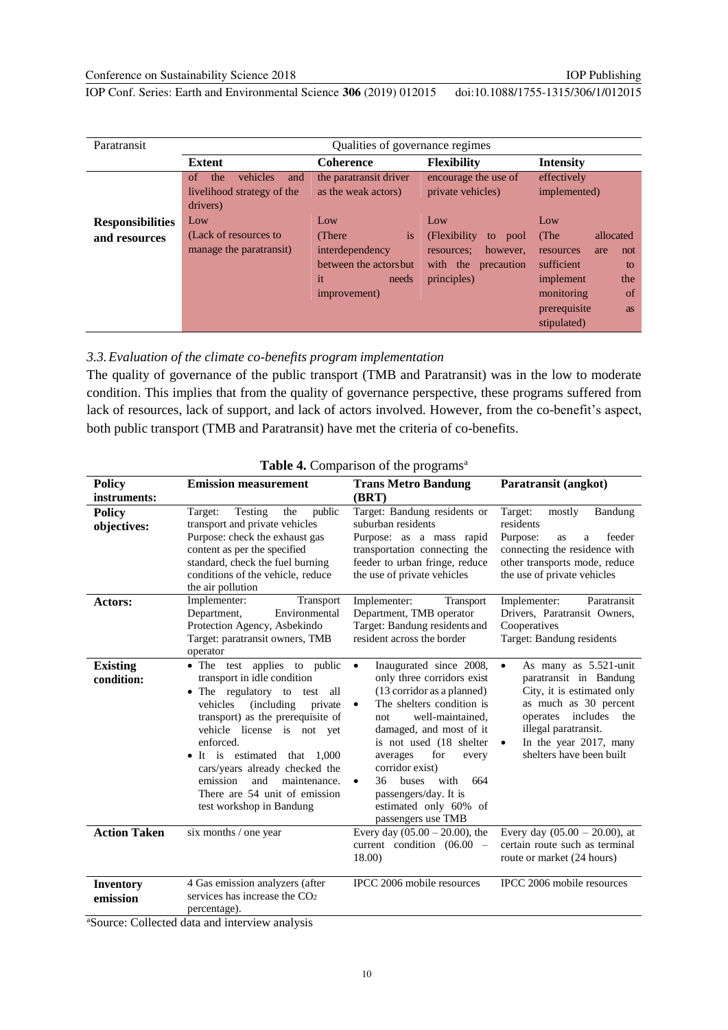| Paratransit | Qualities of governance regimes | | | |
|---|---|---|---|---|
| | **Extent** | **Coherence** | **Flexibility** | **Intensity** |
| | of the vehicles and livelihood strategy of the drivers) | the paratransit driver as the weak actors) | encourage the use of private vehicles) | effectively implemented) |
| **Responsibilities and resources** | Low (Lack of resources to manage the paratransit) | Low (There is interdependency between the actors but it needs improvement) | Low (Flexibility to pool resources; however, with the precaution principles) | Low (The allocated resources are not sufficient to implement the monitoring of prerequisite as stipulated) |

*3.3. Evaluation of the climate co-benefits program implementation*

The quality of governance of the public transport (TMB and Paratransit) was in the low to moderate condition. This implies that from the quality of governance perspective, these programs suffered from lack of resources, lack of support, and lack of actors involved. However, from the co-benefit's aspect, both public transport (TMB and Paratransit) have met the criteria of co-benefits.

**Table 4.** Comparison of the programs[a]

| **Policy instruments:** | **Emission measurement** | **Trans Metro Bandung (BRT)** | **Paratransit (angkot)** |
|---|---|---|---|
| **Policy objectives:** | Target: Testing the public transport and private vehicles<br>Purpose: check the exhaust gas content as per the specified standard, check the fuel burning conditions of the vehicle, reduce the air pollution | Target: Bandung residents or suburban residents<br>Purpose: as a mass rapid transportation connecting the feeder to urban fringe, reduce the use of private vehicles | Target: mostly Bandung residents<br>Purpose: as a feeder connecting the residence with other transports mode, reduce the use of private vehicles |
| **Actors:** | Implementer: Transport Department, Environmental Protection Agency, Asbekindo<br>Target: paratransit owners, TMB operator | Implementer: Transport Department, TMB operator<br>Target: Bandung residents and resident across the border | Implementer: Paratransit Drivers, Paratransit Owners, Cooperatives<br>Target: Bandung residents |
| **Existing condition:** | • The test applies to public transport in idle condition<br>• The regulatory to test all vehicles (including private transport) as the prerequisite of vehicle license is not yet enforced.<br>• It is estimated that 1,000 cars/years already checked the emission and maintenance. There are 54 unit of emission test workshop in Bandung | • Inaugurated since 2008, only three corridors exist (13 corridor as a planned)<br>• The shelters condition is not well-maintained, damaged, and most of it is not used (18 shelter averages for every corridor exist)<br>• 36 buses with 664 passengers/day. It is estimated only 60% of passengers use TMB | • As many as 5.521-unit paratransit in Bandung City, it is estimated only as much as 30 percent operates includes the illegal paratransit.<br>• In the year 2017, many shelters have been built |
| **Action Taken** | six months / one year | Every day (05.00 – 20.00), the current condition (06.00 – 18.00) | Every day (05.00 – 20.00), at certain route such as terminal route or market (24 hours) |
| **Inventory emission** | 4 Gas emission analyzers (after services has increase the $CO_2$ percentage). | IPCC 2006 mobile resources | IPCC 2006 mobile resources |

[a]Source: Collected data and interview analysis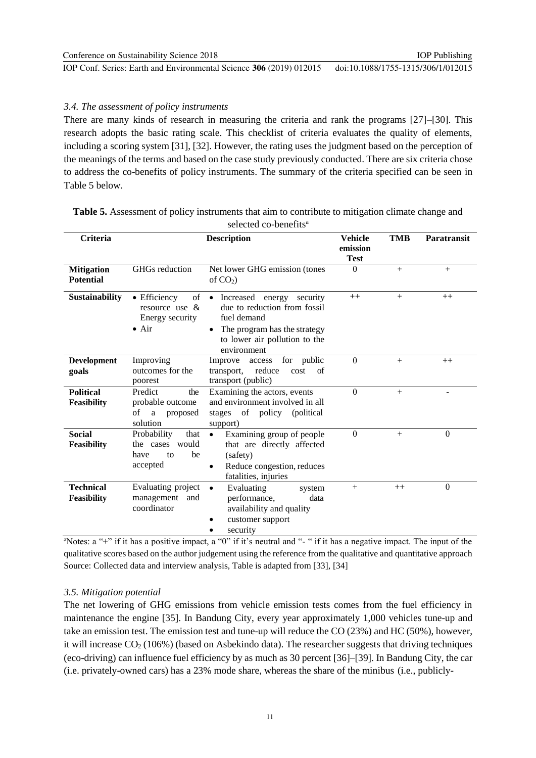### *3.4. The assessment of policy instruments*

There are many kinds of research in measuring the criteria and rank the programs [27]–[30]. This research adopts the basic rating scale. This checklist of criteria evaluates the quality of elements, including a scoring system [31], [32]. However, the rating uses the judgment based on the perception of the meanings of the terms and based on the case study previously conducted. There are six criteria chose to address the co-benefits of policy instruments. The summary of the criteria specified can be seen in Table 5 below.

**Table 5.** Assessment of policy instruments that aim to contribute to mitigation climate change and selected co-benefits[a]

| Criteria | Description | | Vehicle emission Test | TMB | Paratransit |
|---|---|---|---|---|---|
| **Mitigation Potential** | GHGs reduction | Net lower GHG emission (tones of $CO_2$) | 0 | + | + |
| **Sustainability** | • Efficiency of resource use & Energy security<br>• Air | • Increased energy security due to reduction from fossil fuel demand<br>• The program has the strategy to lower air pollution to the environment | ++ | + | ++ |
| **Development goals** | Improving outcomes for the poorest | Improve access for public transport, reduce cost of transport (public) | 0 | + | ++ |
| **Political Feasibility** | Predict the probable outcome of a proposed solution | Examining the actors, events and environment involved in all stages of policy (political support) | 0 | + | - |
| **Social Feasibility** | Probability that the cases would have to be accepted | • Examining group of people that are directly affected (safety)<br>• Reduce congestion, reduces fatalities, injuries | 0 | + | 0 |
| **Technical Feasibility** | Evaluating project management and coordinator | • Evaluating system performance, data availability and quality<br>• customer support<br>• security | + | ++ | 0 |

[a]Notes: a "+" if it has a positive impact, a "0" if it's neutral and "- " if it has a negative impact. The input of the qualitative scores based on the author judgement using the reference from the qualitative and quantitative approach
Source: Collected data and interview analysis, Table is adapted from [33], [34]

### *3.5. Mitigation potential*

The net lowering of GHG emissions from vehicle emission tests comes from the fuel efficiency in maintenance the engine [35]. In Bandung City, every year approximately 1,000 vehicles tune-up and take an emission test. The emission test and tune-up will reduce the CO (23%) and HC (50%), however, it will increase $CO_2$ (106%) (based on Asbekindo data). The researcher suggests that driving techniques (eco-driving) can influence fuel efficiency by as much as 30 percent [36]–[39]. In Bandung City, the car (i.e. privately-owned cars) has a 23% mode share, whereas the share of the minibus (i.e., publicly-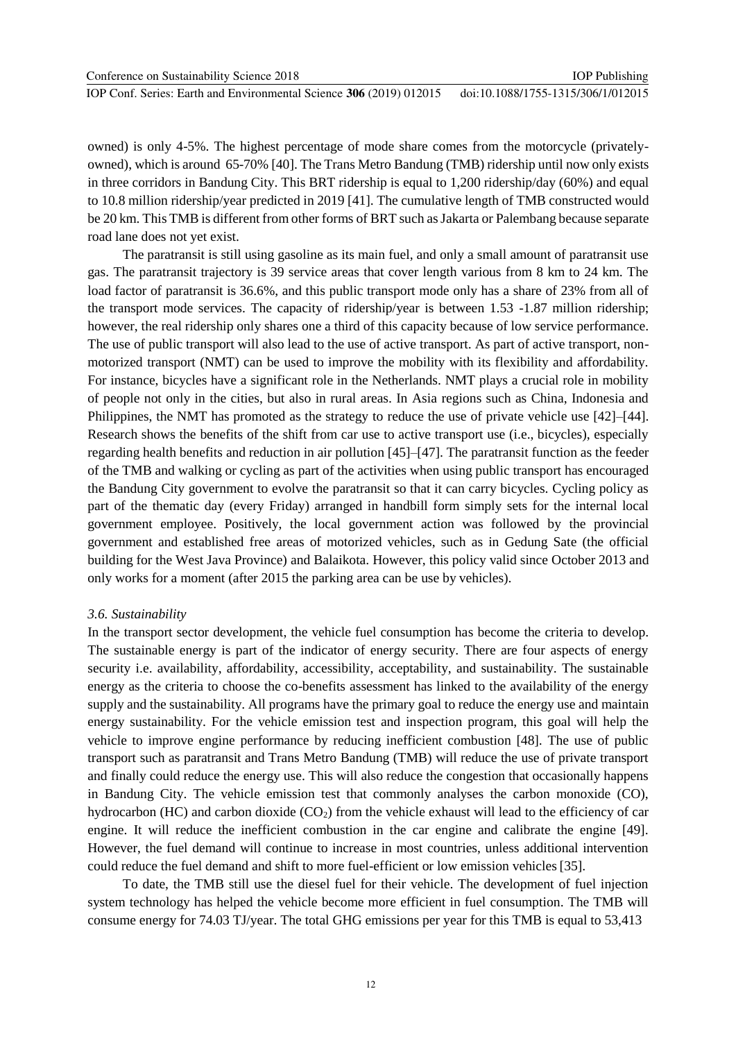owned) is only 4-5%. The highest percentage of mode share comes from the motorcycle (privately-owned), which is around 65-70% [40]. The Trans Metro Bandung (TMB) ridership until now only exists in three corridors in Bandung City. This BRT ridership is equal to 1,200 ridership/day (60%) and equal to 10.8 million ridership/year predicted in 2019 [41]. The cumulative length of TMB constructed would be 20 km. This TMB is different from other forms of BRT such as Jakarta or Palembang because separate road lane does not yet exist.

The paratransit is still using gasoline as its main fuel, and only a small amount of paratransit use gas. The paratransit trajectory is 39 service areas that cover length various from 8 km to 24 km. The load factor of paratransit is 36.6%, and this public transport mode only has a share of 23% from all of the transport mode services. The capacity of ridership/year is between 1.53 -1.87 million ridership; however, the real ridership only shares one a third of this capacity because of low service performance. The use of public transport will also lead to the use of active transport. As part of active transport, non-motorized transport (NMT) can be used to improve the mobility with its flexibility and affordability. For instance, bicycles have a significant role in the Netherlands. NMT plays a crucial role in mobility of people not only in the cities, but also in rural areas. In Asia regions such as China, Indonesia and Philippines, the NMT has promoted as the strategy to reduce the use of private vehicle use [42]–[44]. Research shows the benefits of the shift from car use to active transport use (i.e., bicycles), especially regarding health benefits and reduction in air pollution [45]–[47]. The paratransit function as the feeder of the TMB and walking or cycling as part of the activities when using public transport has encouraged the Bandung City government to evolve the paratransit so that it can carry bicycles. Cycling policy as part of the thematic day (every Friday) arranged in handbill form simply sets for the internal local government employee. Positively, the local government action was followed by the provincial government and established free areas of motorized vehicles, such as in Gedung Sate (the official building for the West Java Province) and Balaikota. However, this policy valid since October 2013 and only works for a moment (after 2015 the parking area can be use by vehicles).

### *3.6. Sustainability*

In the transport sector development, the vehicle fuel consumption has become the criteria to develop. The sustainable energy is part of the indicator of energy security. There are four aspects of energy security i.e. availability, affordability, accessibility, acceptability, and sustainability. The sustainable energy as the criteria to choose the co-benefits assessment has linked to the availability of the energy supply and the sustainability. All programs have the primary goal to reduce the energy use and maintain energy sustainability. For the vehicle emission test and inspection program, this goal will help the vehicle to improve engine performance by reducing inefficient combustion [48]. The use of public transport such as paratransit and Trans Metro Bandung (TMB) will reduce the use of private transport and finally could reduce the energy use. This will also reduce the congestion that occasionally happens in Bandung City. The vehicle emission test that commonly analyses the carbon monoxide (CO), hydrocarbon (HC) and carbon dioxide ($CO_2$) from the vehicle exhaust will lead to the efficiency of car engine. It will reduce the inefficient combustion in the car engine and calibrate the engine [49]. However, the fuel demand will continue to increase in most countries, unless additional intervention could reduce the fuel demand and shift to more fuel-efficient or low emission vehicles [35].

To date, the TMB still use the diesel fuel for their vehicle. The development of fuel injection system technology has helped the vehicle become more efficient in fuel consumption. The TMB will consume energy for 74.03 TJ/year. The total GHG emissions per year for this TMB is equal to 53,413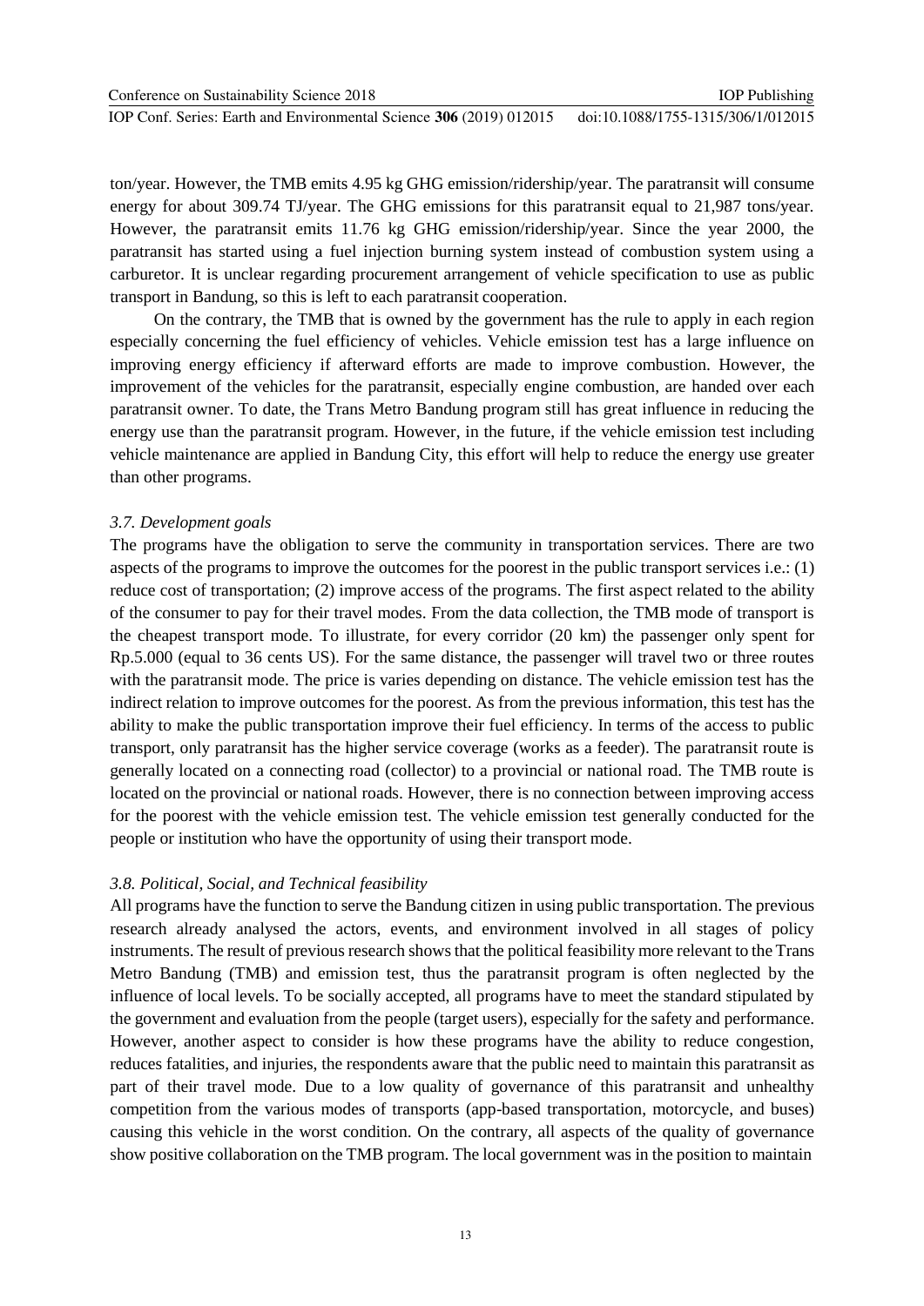ton/year. However, the TMB emits 4.95 kg GHG emission/ridership/year. The paratransit will consume energy for about 309.74 TJ/year. The GHG emissions for this paratransit equal to 21,987 tons/year. However, the paratransit emits 11.76 kg GHG emission/ridership/year. Since the year 2000, the paratransit has started using a fuel injection burning system instead of combustion system using a carburetor. It is unclear regarding procurement arrangement of vehicle specification to use as public transport in Bandung, so this is left to each paratransit cooperation.

On the contrary, the TMB that is owned by the government has the rule to apply in each region especially concerning the fuel efficiency of vehicles. Vehicle emission test has a large influence on improving energy efficiency if afterward efforts are made to improve combustion. However, the improvement of the vehicles for the paratransit, especially engine combustion, are handed over each paratransit owner. To date, the Trans Metro Bandung program still has great influence in reducing the energy use than the paratransit program. However, in the future, if the vehicle emission test including vehicle maintenance are applied in Bandung City, this effort will help to reduce the energy use greater than other programs.

### *3.7. Development goals*

The programs have the obligation to serve the community in transportation services. There are two aspects of the programs to improve the outcomes for the poorest in the public transport services i.e.: (1) reduce cost of transportation; (2) improve access of the programs. The first aspect related to the ability of the consumer to pay for their travel modes. From the data collection, the TMB mode of transport is the cheapest transport mode. To illustrate, for every corridor (20 km) the passenger only spent for Rp.5.000 (equal to 36 cents US). For the same distance, the passenger will travel two or three routes with the paratransit mode. The price is varies depending on distance. The vehicle emission test has the indirect relation to improve outcomes for the poorest. As from the previous information, this test has the ability to make the public transportation improve their fuel efficiency. In terms of the access to public transport, only paratransit has the higher service coverage (works as a feeder). The paratransit route is generally located on a connecting road (collector) to a provincial or national road. The TMB route is located on the provincial or national roads. However, there is no connection between improving access for the poorest with the vehicle emission test. The vehicle emission test generally conducted for the people or institution who have the opportunity of using their transport mode.

### *3.8. Political, Social, and Technical feasibility*

All programs have the function to serve the Bandung citizen in using public transportation. The previous research already analysed the actors, events, and environment involved in all stages of policy instruments. The result of previous research shows that the political feasibility more relevant to the Trans Metro Bandung (TMB) and emission test, thus the paratransit program is often neglected by the influence of local levels. To be socially accepted, all programs have to meet the standard stipulated by the government and evaluation from the people (target users), especially for the safety and performance. However, another aspect to consider is how these programs have the ability to reduce congestion, reduces fatalities, and injuries, the respondents aware that the public need to maintain this paratransit as part of their travel mode. Due to a low quality of governance of this paratransit and unhealthy competition from the various modes of transports (app-based transportation, motorcycle, and buses) causing this vehicle in the worst condition. On the contrary, all aspects of the quality of governance show positive collaboration on the TMB program. The local government was in the position to maintain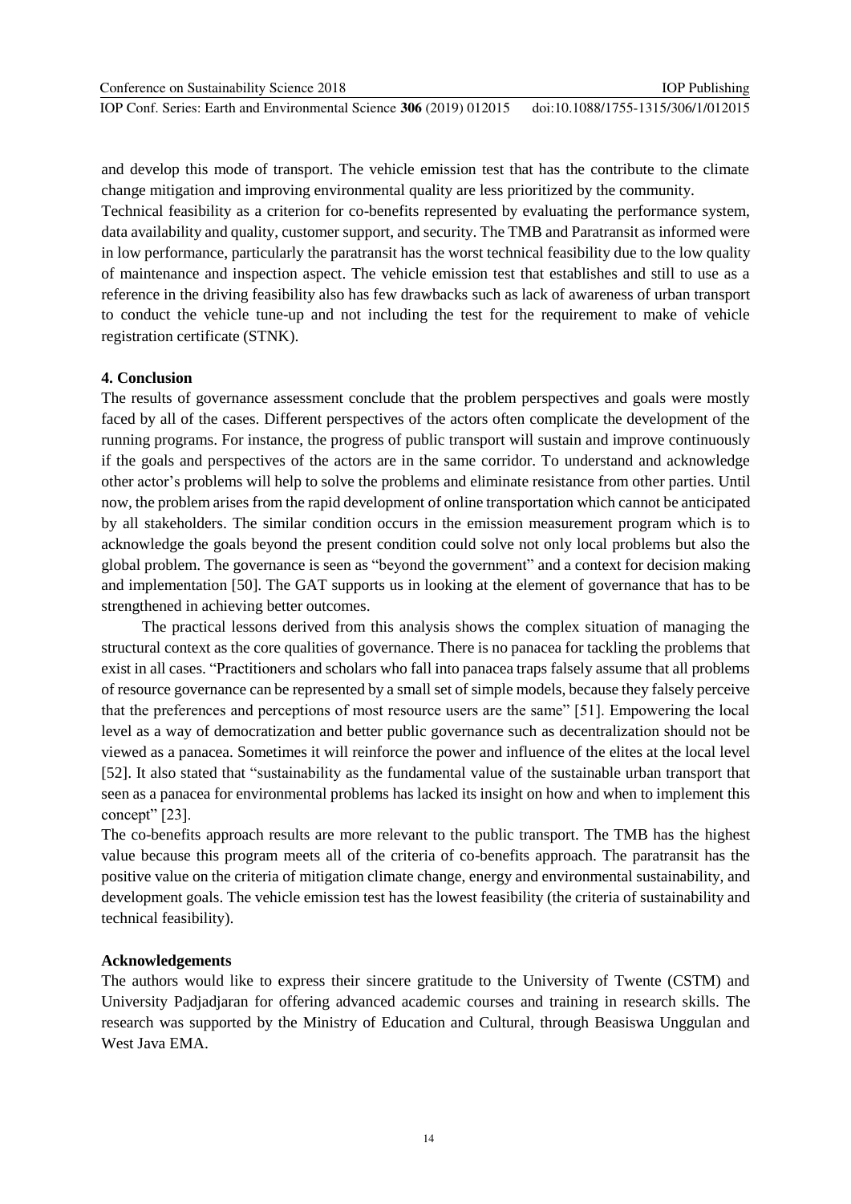and develop this mode of transport. The vehicle emission test that has the contribute to the climate change mitigation and improving environmental quality are less prioritized by the community.

Technical feasibility as a criterion for co-benefits represented by evaluating the performance system, data availability and quality, customer support, and security. The TMB and Paratransit as informed were in low performance, particularly the paratransit has the worst technical feasibility due to the low quality of maintenance and inspection aspect. The vehicle emission test that establishes and still to use as a reference in the driving feasibility also has few drawbacks such as lack of awareness of urban transport to conduct the vehicle tune-up and not including the test for the requirement to make of vehicle registration certificate (STNK).

## 4. Conclusion

The results of governance assessment conclude that the problem perspectives and goals were mostly faced by all of the cases. Different perspectives of the actors often complicate the development of the running programs. For instance, the progress of public transport will sustain and improve continuously if the goals and perspectives of the actors are in the same corridor. To understand and acknowledge other actor's problems will help to solve the problems and eliminate resistance from other parties. Until now, the problem arises from the rapid development of online transportation which cannot be anticipated by all stakeholders. The similar condition occurs in the emission measurement program which is to acknowledge the goals beyond the present condition could solve not only local problems but also the global problem. The governance is seen as "beyond the government" and a context for decision making and implementation [50]. The GAT supports us in looking at the element of governance that has to be strengthened in achieving better outcomes.

The practical lessons derived from this analysis shows the complex situation of managing the structural context as the core qualities of governance. There is no panacea for tackling the problems that exist in all cases. "Practitioners and scholars who fall into panacea traps falsely assume that all problems of resource governance can be represented by a small set of simple models, because they falsely perceive that the preferences and perceptions of most resource users are the same" [51]. Empowering the local level as a way of democratization and better public governance such as decentralization should not be viewed as a panacea. Sometimes it will reinforce the power and influence of the elites at the local level [52]. It also stated that "sustainability as the fundamental value of the sustainable urban transport that seen as a panacea for environmental problems has lacked its insight on how and when to implement this concept" [23].

The co-benefits approach results are more relevant to the public transport. The TMB has the highest value because this program meets all of the criteria of co-benefits approach. The paratransit has the positive value on the criteria of mitigation climate change, energy and environmental sustainability, and development goals. The vehicle emission test has the lowest feasibility (the criteria of sustainability and technical feasibility).

## Acknowledgements

The authors would like to express their sincere gratitude to the University of Twente (CSTM) and University Padjadjaran for offering advanced academic courses and training in research skills. The research was supported by the Ministry of Education and Cultural, through Beasiswa Unggulan and West Java EMA.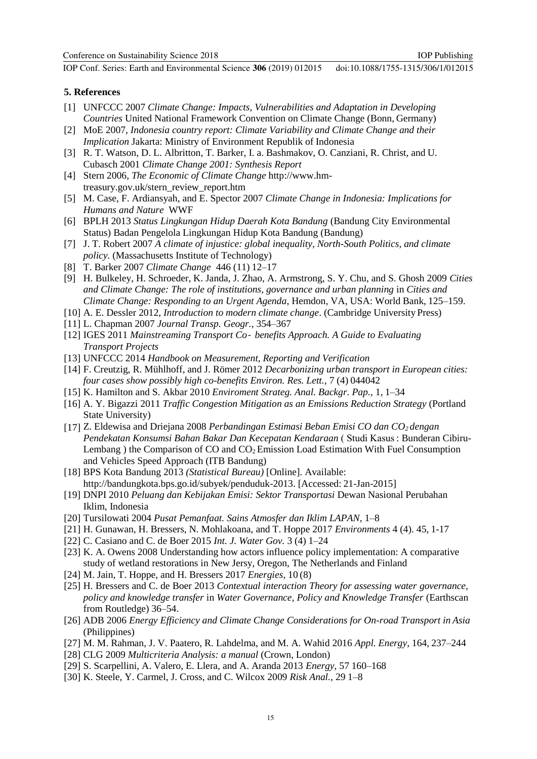## 5. References

[1] UNFCCC 2007 *Climate Change: Impacts, Vulnerabilities and Adaptation in Developing Countries* United National Framework Convention on Climate Change (Bonn, Germany)

[2] MoE 2007, *Indonesia country report: Climate Variability and Climate Change and their Implication* Jakarta: Ministry of Environment Republik of Indonesia

[3] R. T. Watson, D. L. Albritton, T. Barker, I. a. Bashmakov, O. Canziani, R. Christ, and U. Cubasch 2001 *Climate Change 2001: Synthesis Report*

[4] Stern 2006, *The Economic of Climate Change* http://www.hm-treasury.gov.uk/stern_review_report.htm

[5] M. Case, F. Ardiansyah, and E. Spector 2007 *Climate Change in Indonesia: Implications for Humans and Nature* WWF

[6] BPLH 2013 *Status Lingkungan Hidup Daerah Kota Bandung* (Bandung City Environmental Status) Badan Pengelola Lingkungan Hidup Kota Bandung (Bandung)

[7] J. T. Robert 2007 *A climate of injustice: global inequality, North-South Politics, and climate policy.* (Massachusetts Institute of Technology)

[8] T. Barker 2007 *Climate Change* 446 (11) 12–17

[9] H. Bulkeley, H. Schroeder, K. Janda, J. Zhao, A. Armstrong, S. Y. Chu, and S. Ghosh 2009 *Cities and Climate Change: The role of institutions, governance and urban planning* in *Cities and Climate Change: Responding to an Urgent Agenda*, Hemdon, VA, USA: World Bank, 125–159.

[10] A. E. Dessler 2012, *Introduction to modern climate change*. (Cambridge University Press)

[11] L. Chapman 2007 *Journal Transp. Geogr.*, 354–367

[12] IGES 2011 *Mainstreaming Transport Co‐ benefits Approach. A Guide to Evaluating Transport Projects*

[13] UNFCCC 2014 *Handbook on Measurement, Reporting and Verification*

[14] F. Creutzig, R. Mühlhoff, and J. Römer 2012 *Decarbonizing urban transport in European cities: four cases show possibly high co-benefits Environ. Res. Lett.*, 7 (4) 044042

[15] K. Hamilton and S. Akbar 2010 *Enviroment Strateg. Anal. Backgr. Pap.*, 1, 1–34

[16] A. Y. Bigazzi 2011 *Traffic Congestion Mitigation as an Emissions Reduction Strategy* (Portland State University)

[17] Z. Eldewisa and Driejana 2008 *Perbandingan Estimasi Beban Emisi CO dan $CO_2$ dengan Pendekatan Konsumsi Bahan Bakar Dan Kecepatan Kendaraan* ( Studi Kasus : Bunderan Cibiru-Lembang ) the Comparison of CO and $CO_2$ Emission Load Estimation With Fuel Consumption and Vehicles Speed Approach (ITB Bandung)

[18] BPS Kota Bandung 2013 *(Statistical Bureau)* [Online]. Available: http://bandungkota.bps.go.id/subyek/penduduk-2013. [Accessed: 21-Jan-2015]

[19] DNPI 2010 *Peluang dan Kebijakan Emisi: Sektor Transportasi* Dewan Nasional Perubahan Iklim, Indonesia

[20] Tursilowati 2004 *Pusat Pemanfaat. Sains Atmosfer dan Iklim LAPAN*, 1–8

[21] H. Gunawan, H. Bressers, N. Mohlakoana, and T. Hoppe 2017 *Environments* 4 (4). 45, 1-17

[22] C. Casiano and C. de Boer 2015 *Int. J. Water Gov.* 3 (4) 1–24

[23] K. A. Owens 2008 Understanding how actors influence policy implementation: A comparative study of wetland restorations in New Jersy, Oregon, The Netherlands and Finland

[24] M. Jain, T. Hoppe, and H. Bressers 2017 *Energies*, 10 (8)

[25] H. Bressers and C. de Boer 2013 *Contextual interaction Theory for assessing water governance, policy and knowledge transfer* in *Water Governance, Policy and Knowledge Transfer* (Earthscan from Routledge) 36–54.

[26] ADB 2006 *Energy Efficiency and Climate Change Considerations for On-road Transport in Asia* (Philippines)

[27] M. M. Rahman, J. V. Paatero, R. Lahdelma, and M. A. Wahid 2016 *Appl. Energy*, 164, 237–244

[28] CLG 2009 *Multicriteria Analysis: a manual* (Crown, London)

[29] S. Scarpellini, A. Valero, E. Llera, and A. Aranda 2013 *Energy*, 57 160–168

[30] K. Steele, Y. Carmel, J. Cross, and C. Wilcox 2009 *Risk Anal.*, 29 1–8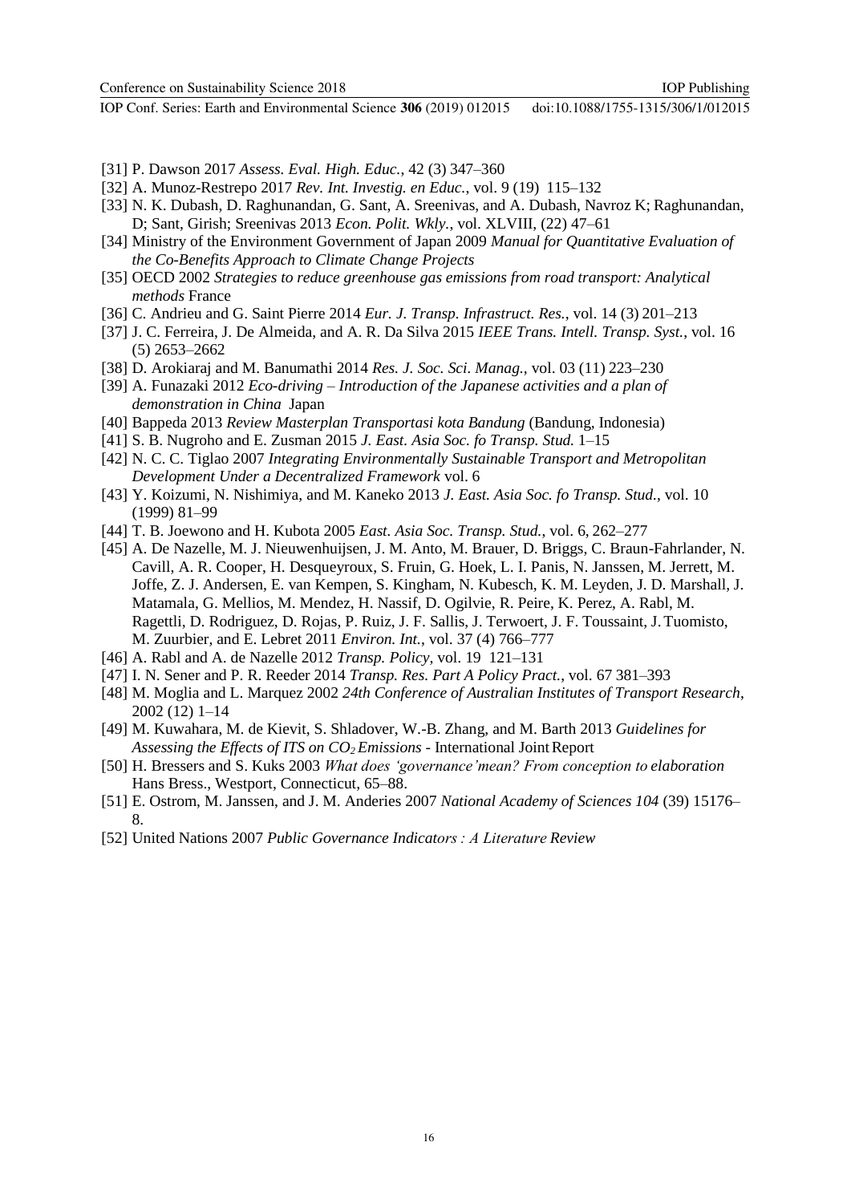[31] P. Dawson 2017 *Assess. Eval. High. Educ.*, 42 (3) 347–360

[32] A. Munoz-Restrepo 2017 *Rev. Int. Investig. en Educ.*, vol. 9 (19) 115–132

[33] N. K. Dubash, D. Raghunandan, G. Sant, A. Sreenivas, and A. Dubash, Navroz K; Raghunandan, D; Sant, Girish; Sreenivas 2013 *Econ. Polit. Wkly.*, vol. XLVIII, (22) 47–61

[34] Ministry of the Environment Government of Japan 2009 *Manual for Quantitative Evaluation of the Co-Benefits Approach to Climate Change Projects*

[35] OECD 2002 *Strategies to reduce greenhouse gas emissions from road transport: Analytical methods* France

[36] C. Andrieu and G. Saint Pierre 2014 *Eur. J. Transp. Infrastruct. Res.*, vol. 14 (3) 201–213

[37] J. C. Ferreira, J. De Almeida, and A. R. Da Silva 2015 *IEEE Trans. Intell. Transp. Syst.*, vol. 16 (5) 2653–2662

[38] D. Arokiaraj and M. Banumathi 2014 *Res. J. Soc. Sci. Manag.*, vol. 03 (11) 223–230

[39] A. Funazaki 2012 *Eco-driving – Introduction of the Japanese activities and a plan of demonstration in China* Japan

[40] Bappeda 2013 *Review Masterplan Transportasi kota Bandung* (Bandung, Indonesia)

[41] S. B. Nugroho and E. Zusman 2015 *J. East. Asia Soc. fo Transp. Stud.* 1–15

[42] N. C. C. Tiglao 2007 *Integrating Environmentally Sustainable Transport and Metropolitan Development Under a Decentralized Framework* vol. 6

[43] Y. Koizumi, N. Nishimiya, and M. Kaneko 2013 *J. East. Asia Soc. fo Transp. Stud.*, vol. 10 (1999) 81–99

[44] T. B. Joewono and H. Kubota 2005 *East. Asia Soc. Transp. Stud.*, vol. 6, 262–277

[45] A. De Nazelle, M. J. Nieuwenhuijsen, J. M. Anto, M. Brauer, D. Briggs, C. Braun-Fahrlander, N. Cavill, A. R. Cooper, H. Desqueyroux, S. Fruin, G. Hoek, L. I. Panis, N. Janssen, M. Jerrett, M. Joffe, Z. J. Andersen, E. van Kempen, S. Kingham, N. Kubesch, K. M. Leyden, J. D. Marshall, J. Matamala, G. Mellios, M. Mendez, H. Nassif, D. Ogilvie, R. Peire, K. Perez, A. Rabl, M. Ragettli, D. Rodriguez, D. Rojas, P. Ruiz, J. F. Sallis, J. Terwoert, J. F. Toussaint, J. Tuomisto, M. Zuurbier, and E. Lebret 2011 *Environ. Int.*, vol. 37 (4) 766–777

[46] A. Rabl and A. de Nazelle 2012 *Transp. Policy*, vol. 19 121–131

[47] I. N. Sener and P. R. Reeder 2014 *Transp. Res. Part A Policy Pract.*, vol. 67 381–393

[48] M. Moglia and L. Marquez 2002 *24th Conference of Australian Institutes of Transport Research*, 2002 (12) 1–14

[49] M. Kuwahara, M. de Kievit, S. Shladover, W.-B. Zhang, and M. Barth 2013 *Guidelines for Assessing the Effects of ITS on $CO_2$ Emissions* - International Joint Report

[50] H. Bressers and S. Kuks 2003 *What does 'governance'mean? From conception to elaboration* Hans Bress., Westport, Connecticut, 65–88.

[51] E. Ostrom, M. Janssen, and J. M. Anderies 2007 *National Academy of Sciences 104* (39) 15176–8.

[52] United Nations 2007 *Public Governance Indicators : A Literature Review*